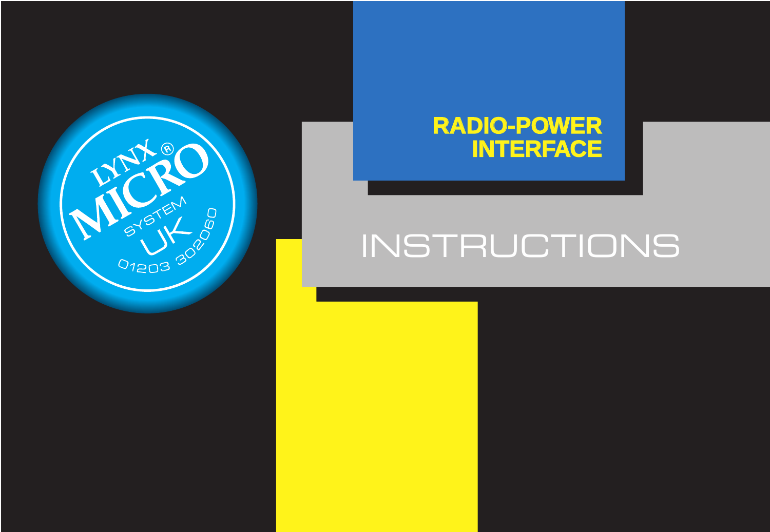LYNX®

MICRO

SYSTEM

UK

01203 302060

# RADIO-POWER INTERFACE

# INSTRUCTIONS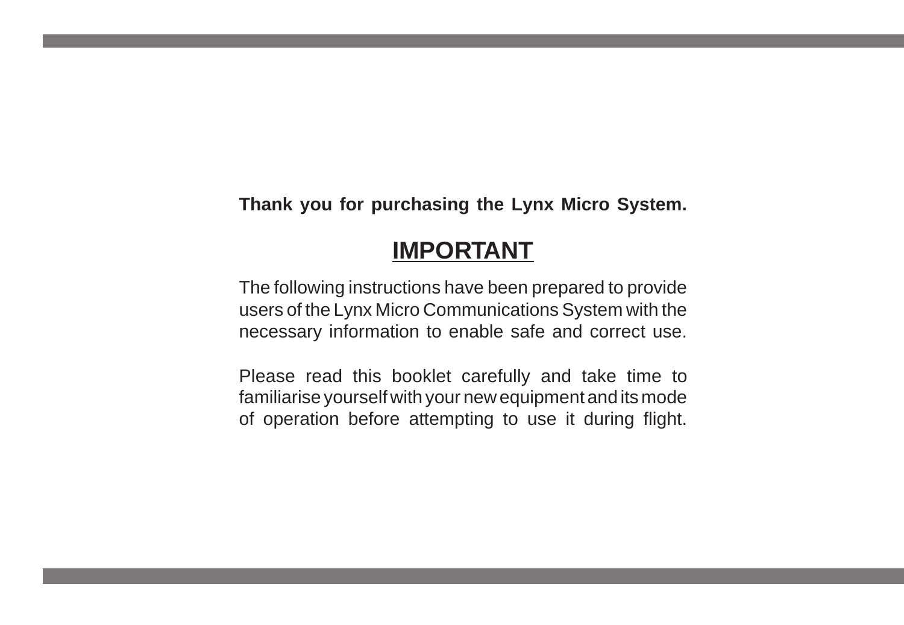**Thank you for purchasing the Lynx Micro System.**

## IMPORTANT

The following instructions have been prepared to provide users of the Lynx Micro Communications System with the necessary information to enable safe and correct use.

Please read this booklet carefully and take time to familiarise yourself with your new equipment and its mode of operation before attempting to use it during flight.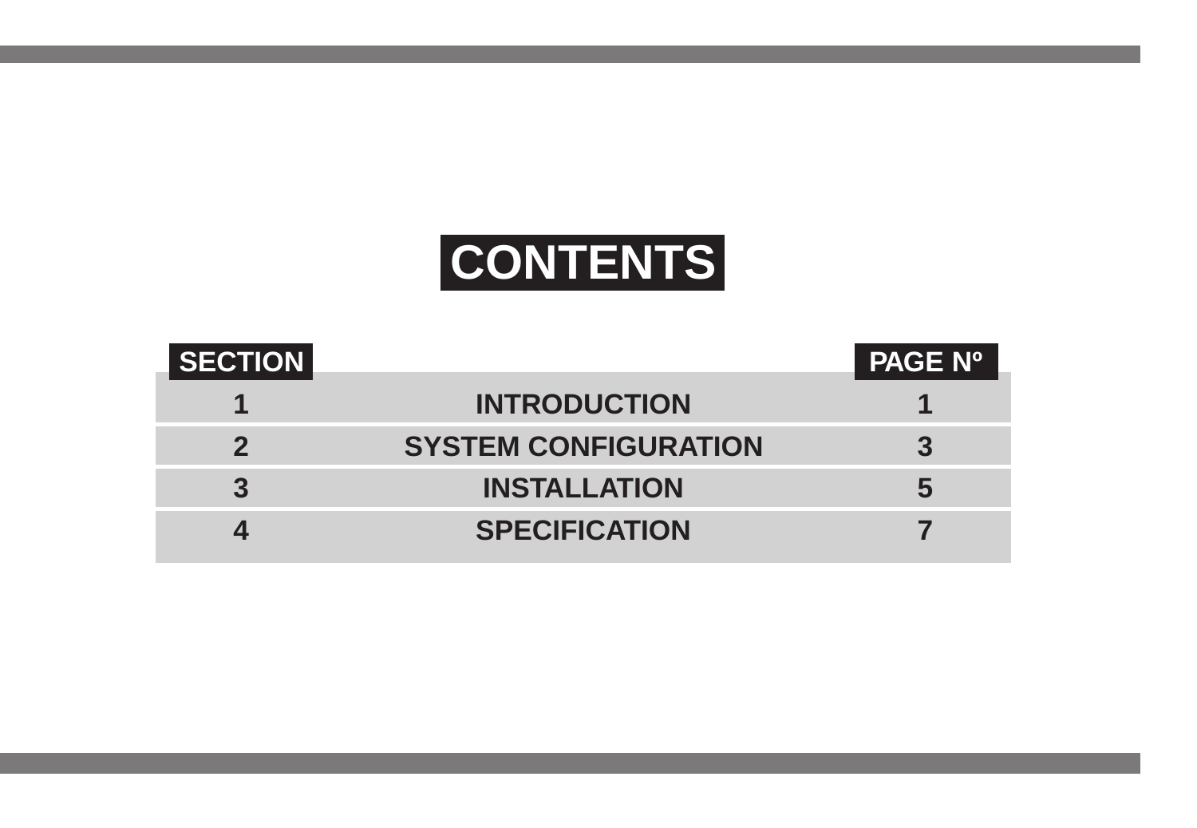# CONTENTS

| SECTION | | PAGE Nº |
|---|---|---|
| 1 | INTRODUCTION | 1 |
| 2 | SYSTEM CONFIGURATION | 3 |
| 3 | INSTALLATION | 5 |
| 4 | SPECIFICATION | 7 |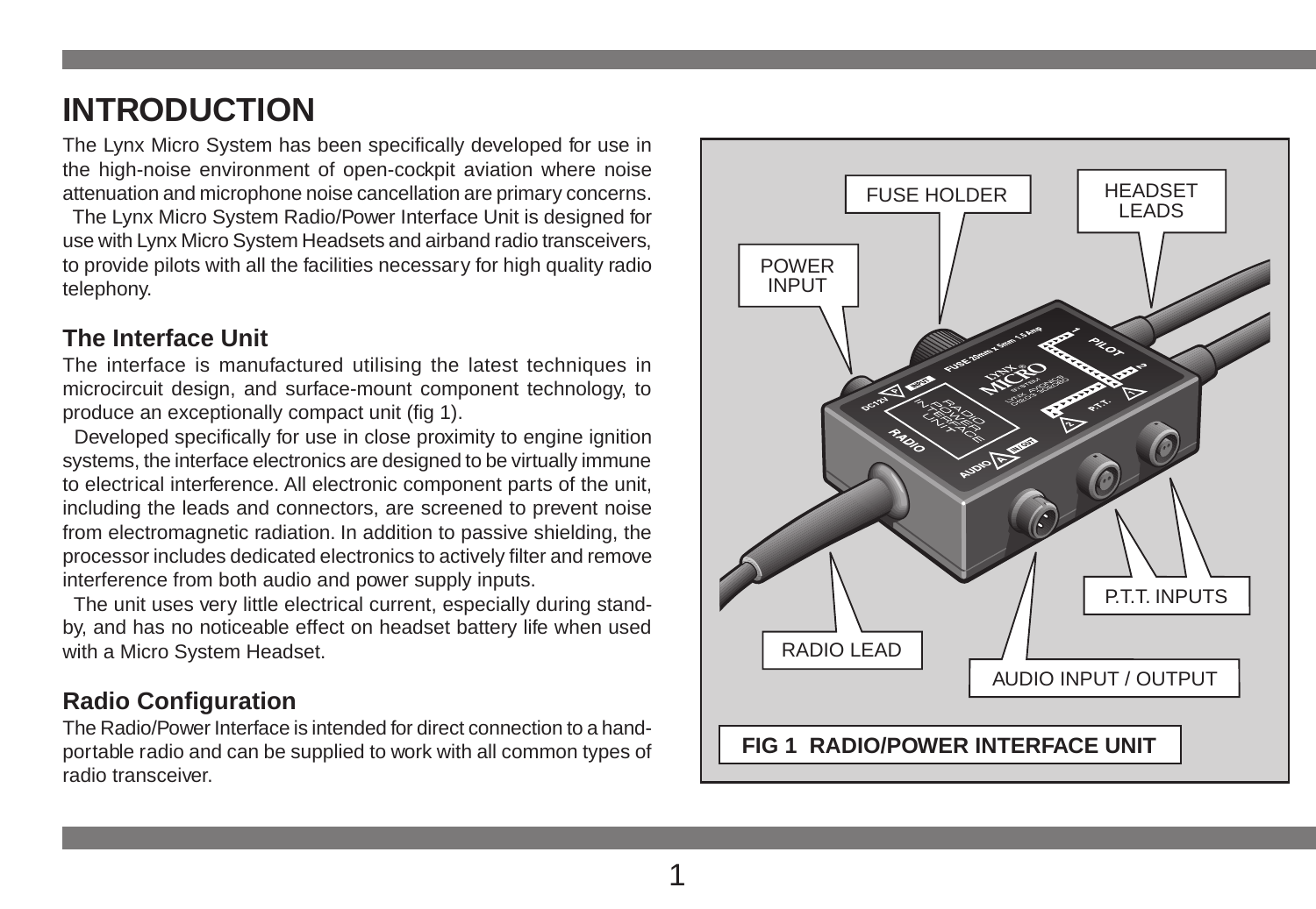# INTRODUCTION

The Lynx Micro System has been specifically developed for use in the high-noise environment of open-cockpit aviation where noise attenuation and microphone noise cancellation are primary concerns.

The Lynx Micro System Radio/Power Interface Unit is designed for use with Lynx Micro System Headsets and airband radio transceivers, to provide pilots with all the facilities necessary for high quality radio telephony.

## The Interface Unit

The interface is manufactured utilising the latest techniques in microcircuit design, and surface-mount component technology, to produce an exceptionally compact unit (fig 1).

Developed specifically for use in close proximity to engine ignition systems, the interface electronics are designed to be virtually immune to electrical interference. All electronic component parts of the unit, including the leads and connectors, are screened to prevent noise from electromagnetic radiation. In addition to passive shielding, the processor includes dedicated electronics to actively filter and remove interference from both audio and power supply inputs.

The unit uses very little electrical current, especially during stand-by, and has no noticeable effect on headset battery life when used with a Micro System Headset.

## Radio Configuration

The Radio/Power Interface is intended for direct connection to a hand-portable radio and can be supplied to work with all common types of radio transceiver.

FUSE HOLDER | HEADSET LEADS | POWER INPUT | P.T.T. INPUTS | RADIO LEAD | AUDIO INPUT / OUTPUT

**FIG 1 RADIO/POWER INTERFACE UNIT**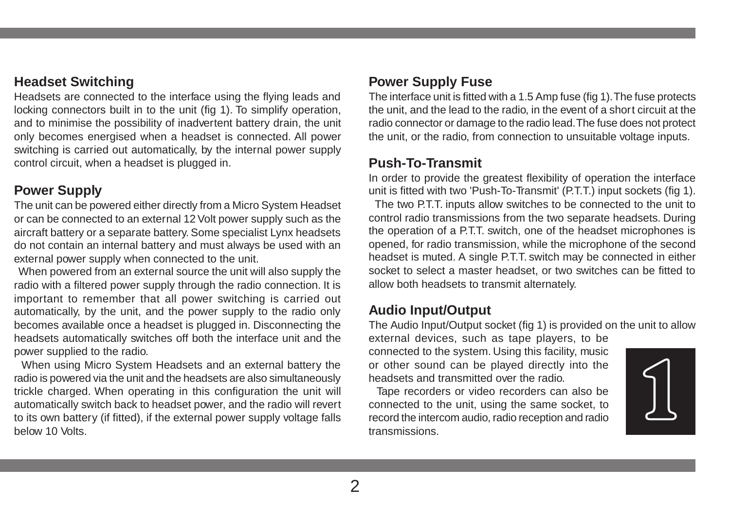## Headset Switching

Headsets are connected to the interface using the flying leads and locking connectors built in to the unit (fig 1). To simplify operation, and to minimise the possibility of inadvertent battery drain, the unit only becomes energised when a headset is connected. All power switching is carried out automatically, by the internal power supply control circuit, when a headset is plugged in.

## Power Supply

The unit can be powered either directly from a Micro System Headset or can be connected to an external 12 Volt power supply such as the aircraft battery or a separate battery. Some specialist Lynx headsets do not contain an internal battery and must always be used with an external power supply when connected to the unit.

When powered from an external source the unit will also supply the radio with a filtered power supply through the radio connection. It is important to remember that all power switching is carried out automatically, by the unit, and the power supply to the radio only becomes available once a headset is plugged in. Disconnecting the headsets automatically switches off both the interface unit and the power supplied to the radio.

When using Micro System Headsets and an external battery the radio is powered via the unit and the headsets are also simultaneously trickle charged. When operating in this configuration the unit will automatically switch back to headset power, and the radio will revert to its own battery (if fitted), if the external power supply voltage falls below 10 Volts.

## Power Supply Fuse

The interface unit is fitted with a 1.5 Amp fuse (fig 1). The fuse protects the unit, and the lead to the radio, in the event of a short circuit at the radio connector or damage to the radio lead. The fuse does not protect the unit, or the radio, from connection to unsuitable voltage inputs.

## Push-To-Transmit

In order to provide the greatest flexibility of operation the interface unit is fitted with two 'Push-To-Transmit' (P.T.T.) input sockets (fig 1).

The two P.T.T. inputs allow switches to be connected to the unit to control radio transmissions from the two separate headsets. During the operation of a P.T.T. switch, one of the headset microphones is opened, for radio transmission, while the microphone of the second headset is muted. A single P.T.T. switch may be connected in either socket to select a master headset, or two switches can be fitted to allow both headsets to transmit alternately.

## Audio Input/Output

The Audio Input/Output socket (fig 1) is provided on the unit to allow external devices, such as tape players, to be connected to the system. Using this facility, music or other sound can be played directly into the headsets and transmitted over the radio.

Tape recorders or video recorders can also be connected to the unit, using the same socket, to record the intercom audio, radio reception and radio transmissions.

1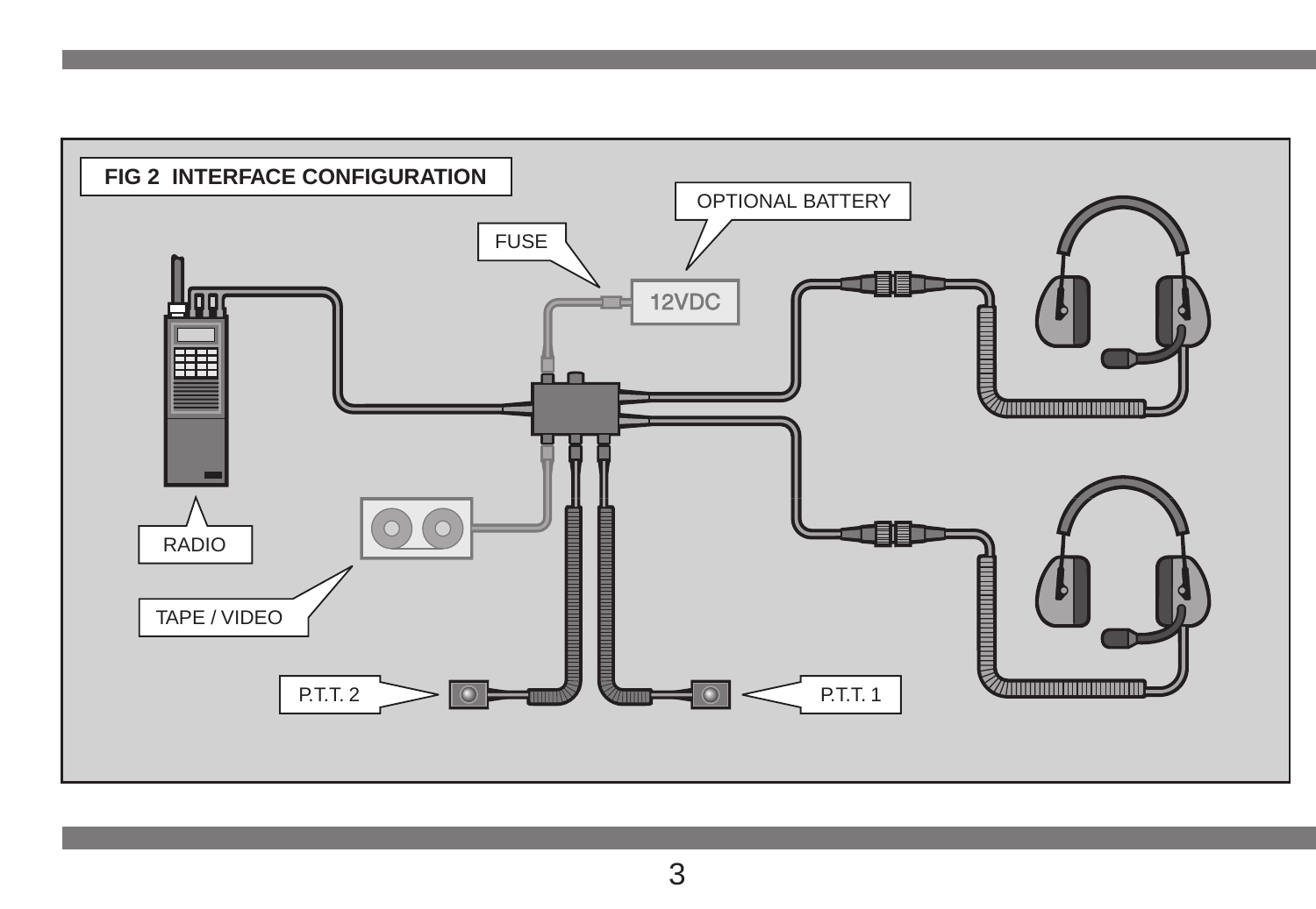**FIG 2 INTERFACE CONFIGURATION**

OPTIONAL BATTERY

FUSE

12VDC

RADIO

TAPE / VIDEO

P.T.T. 2

P.T.T. 1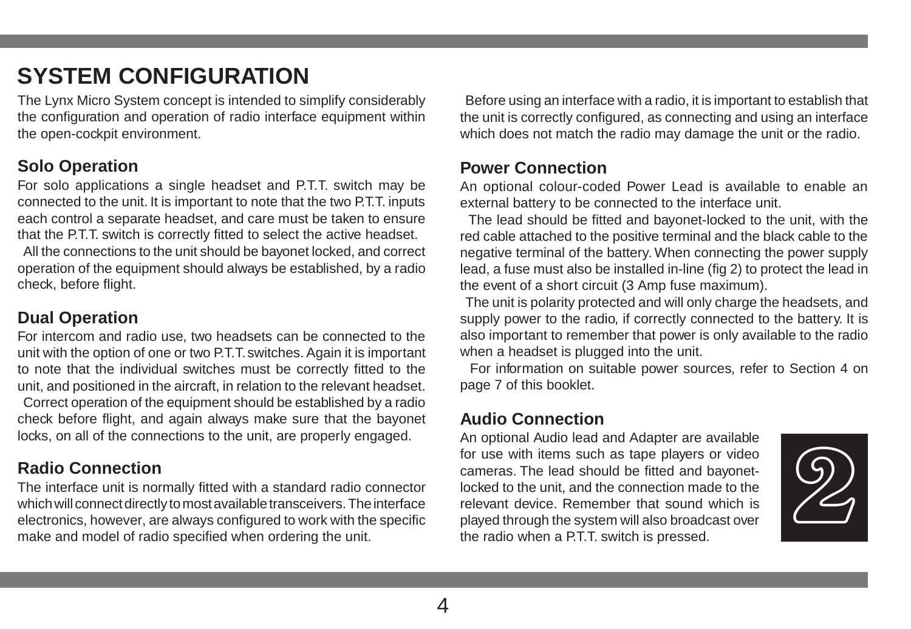# SYSTEM CONFIGURATION

The Lynx Micro System concept is intended to simplify considerably the configuration and operation of radio interface equipment within the open-cockpit environment.

## Solo Operation

For solo applications a single headset and P.T.T. switch may be connected to the unit. It is important to note that the two P.T.T. inputs each control a separate headset, and care must be taken to ensure that the P.T.T. switch is correctly fitted to select the active headset.

All the connections to the unit should be bayonet locked, and correct operation of the equipment should always be established, by a radio check, before flight.

## Dual Operation

For intercom and radio use, two headsets can be connected to the unit with the option of one or two P.T.T. switches. Again it is important to note that the individual switches must be correctly fitted to the unit, and positioned in the aircraft, in relation to the relevant headset.

Correct operation of the equipment should be established by a radio check before flight, and again always make sure that the bayonet locks, on all of the connections to the unit, are properly engaged.

## Radio Connection

The interface unit is normally fitted with a standard radio connector which will connect directly to most available transceivers. The interface electronics, however, are always configured to work with the specific make and model of radio specified when ordering the unit.

Before using an interface with a radio, it is important to establish that the unit is correctly configured, as connecting and using an interface which does not match the radio may damage the unit or the radio.

## Power Connection

An optional colour-coded Power Lead is available to enable an external battery to be connected to the interface unit.

The lead should be fitted and bayonet-locked to the unit, with the red cable attached to the positive terminal and the black cable to the negative terminal of the battery. When connecting the power supply lead, a fuse must also be installed in-line (fig 2) to protect the lead in the event of a short circuit (3 Amp fuse maximum).

The unit is polarity protected and will only charge the headsets, and supply power to the radio, if correctly connected to the battery. It is also important to remember that power is only available to the radio when a headset is plugged into the unit.

For information on suitable power sources, refer to Section 4 on page 7 of this booklet.

## Audio Connection

An optional Audio lead and Adapter are available for use with items such as tape players or video cameras. The lead should be fitted and bayonet-locked to the unit, and the connection made to the relevant device. Remember that sound which is played through the system will also broadcast over the radio when a P.T.T. switch is pressed.

2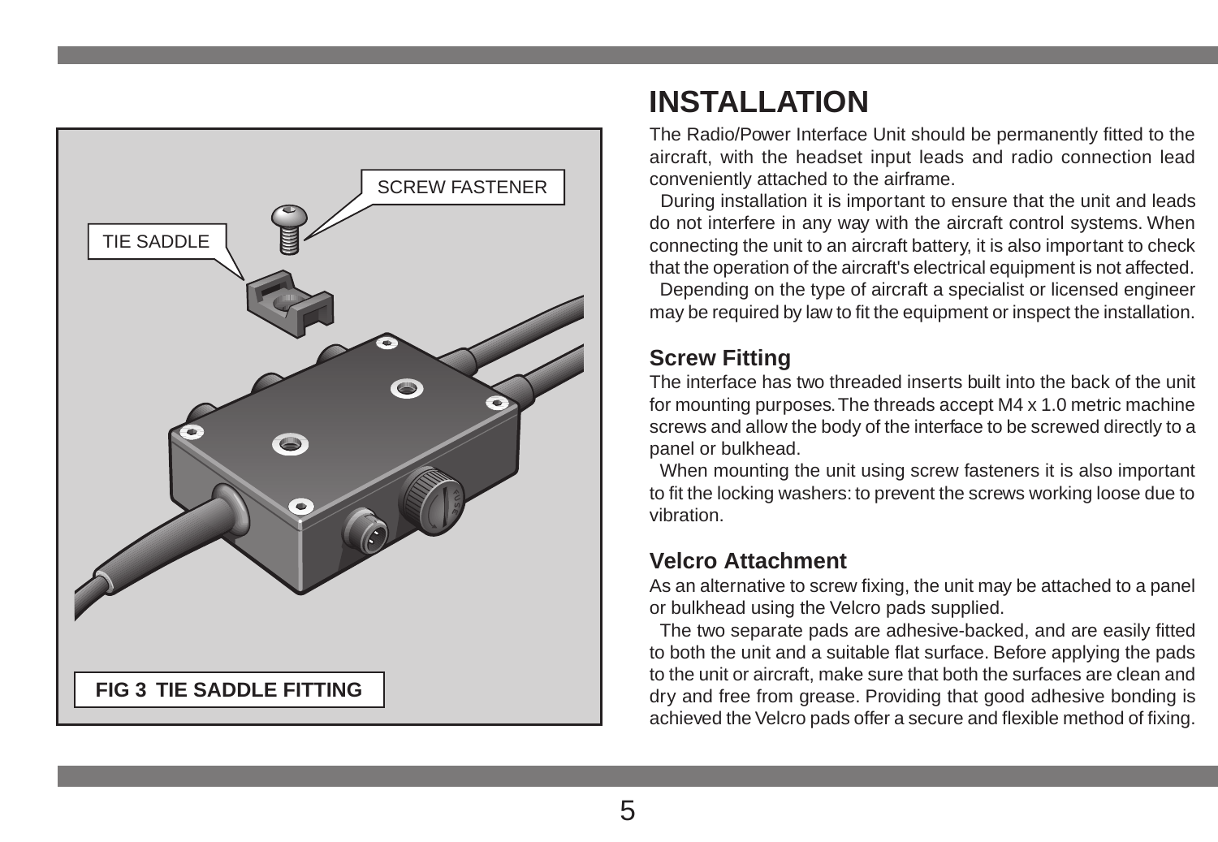SCREW FASTENER

TIE SADDLE

FIG 3 TIE SADDLE FITTING

# INSTALLATION

The Radio/Power Interface Unit should be permanently fitted to the aircraft, with the headset input leads and radio connection lead conveniently attached to the airframe.

During installation it is important to ensure that the unit and leads do not interfere in any way with the aircraft control systems. When connecting the unit to an aircraft battery, it is also important to check that the operation of the aircraft's electrical equipment is not affected.

Depending on the type of aircraft a specialist or licensed engineer may be required by law to fit the equipment or inspect the installation.

## Screw Fitting

The interface has two threaded inserts built into the back of the unit for mounting purposes. The threads accept M4 x 1.0 metric machine screws and allow the body of the interface to be screwed directly to a panel or bulkhead.

When mounting the unit using screw fasteners it is also important to fit the locking washers: to prevent the screws working loose due to vibration.

## Velcro Attachment

As an alternative to screw fixing, the unit may be attached to a panel or bulkhead using the Velcro pads supplied.

The two separate pads are adhesive-backed, and are easily fitted to both the unit and a suitable flat surface. Before applying the pads to the unit or aircraft, make sure that both the surfaces are clean and dry and free from grease. Providing that good adhesive bonding is achieved the Velcro pads offer a secure and flexible method of fixing.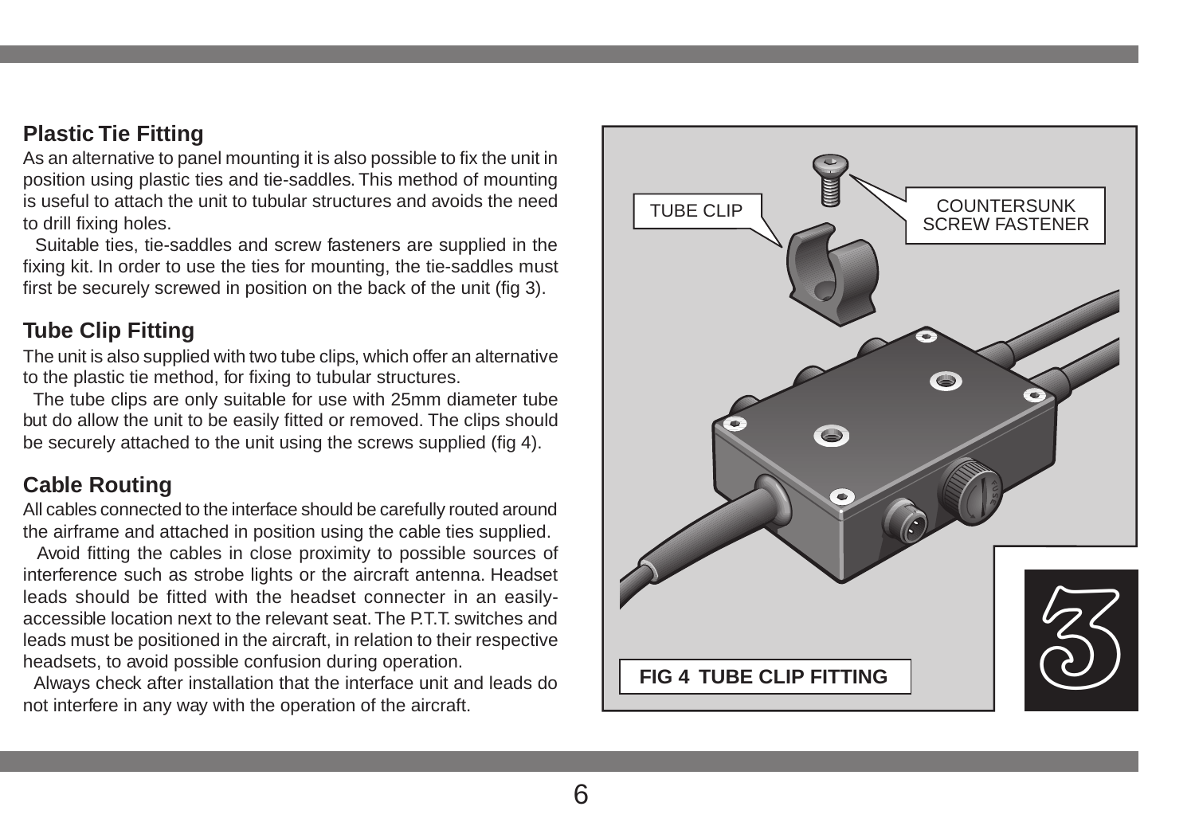## Plastic Tie Fitting

As an alternative to panel mounting it is also possible to fix the unit in position using plastic ties and tie-saddles. This method of mounting is useful to attach the unit to tubular structures and avoids the need to drill fixing holes.

Suitable ties, tie-saddles and screw fasteners are supplied in the fixing kit. In order to use the ties for mounting, the tie-saddles must first be securely screwed in position on the back of the unit (fig 3).

## Tube Clip Fitting

The unit is also supplied with two tube clips, which offer an alternative to the plastic tie method, for fixing to tubular structures.

The tube clips are only suitable for use with 25mm diameter tube but do allow the unit to be easily fitted or removed. The clips should be securely attached to the unit using the screws supplied (fig 4).

## Cable Routing

All cables connected to the interface should be carefully routed around the airframe and attached in position using the cable ties supplied.

Avoid fitting the cables in close proximity to possible sources of interference such as strobe lights or the aircraft antenna. Headset leads should be fitted with the headset connecter in an easily-accessible location next to the relevant seat. The P.T.T. switches and leads must be positioned in the aircraft, in relation to their respective headsets, to avoid possible confusion during operation.

Always check after installation that the interface unit and leads do not interfere in any way with the operation of the aircraft.

TUBE CLIP

COUNTERSUNK SCREW FASTENER

**FIG 4 TUBE CLIP FITTING**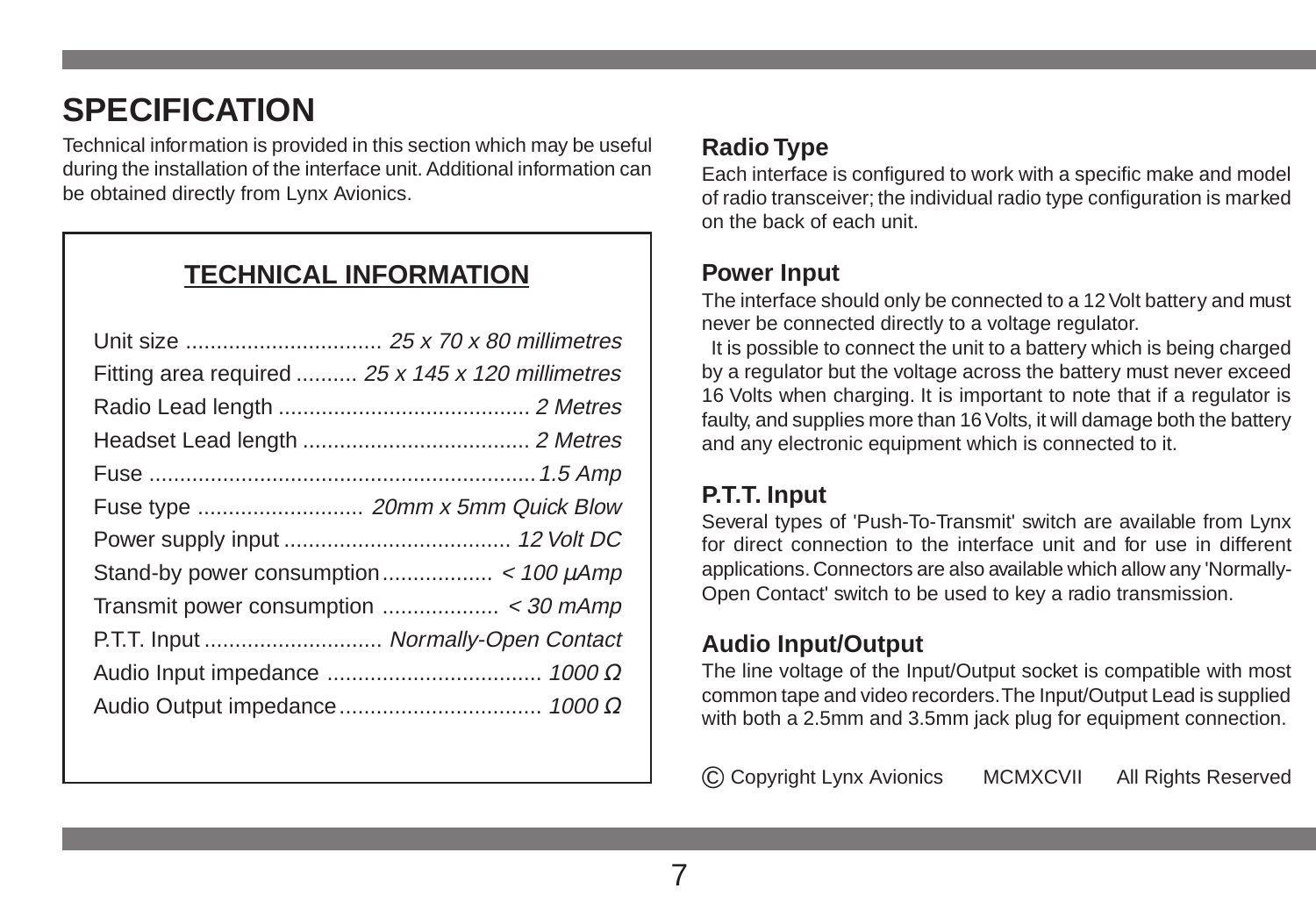# SPECIFICATION

Technical information is provided in this section which may be useful during the installation of the interface unit. Additional information can be obtained directly from Lynx Avionics.

## TECHNICAL INFORMATION

| Item | Value |
|---|---|
| Unit size | *25 x 70 x 80 millimetres* |
| Fitting area required | *25 x 145 x 120 millimetres* |
| Radio Lead length | *2 Metres* |
| Headset Lead length | *2 Metres* |
| Fuse | *1.5 Amp* |
| Fuse type | *20mm x 5mm Quick Blow* |
| Power supply input | *12 Volt DC* |
| Stand-by power consumption | *< 100 µAmp* |
| Transmit power consumption | *< 30 mAmp* |
| P.T.T. Input | *Normally-Open Contact* |
| Audio Input impedance | *1000 Ω* |
| Audio Output impedance | *1000 Ω* |

### Radio Type

Each interface is configured to work with a specific make and model of radio transceiver; the individual radio type configuration is marked on the back of each unit.

### Power Input

The interface should only be connected to a 12 Volt battery and must never be connected directly to a voltage regulator.

It is possible to connect the unit to a battery which is being charged by a regulator but the voltage across the battery must never exceed 16 Volts when charging. It is important to note that if a regulator is faulty, and supplies more than 16 Volts, it will damage both the battery and any electronic equipment which is connected to it.

### P.T.T. Input

Several types of 'Push-To-Transmit' switch are available from Lynx for direct connection to the interface unit and for use in different applications. Connectors are also available which allow any 'Normally-Open Contact' switch to be used to key a radio transmission.

### Audio Input/Output

The line voltage of the Input/Output socket is compatible with most common tape and video recorders. The Input/Output Lead is supplied with both a 2.5mm and 3.5mm jack plug for equipment connection.

© Copyright Lynx Avionics MCMXCVII All Rights Reserved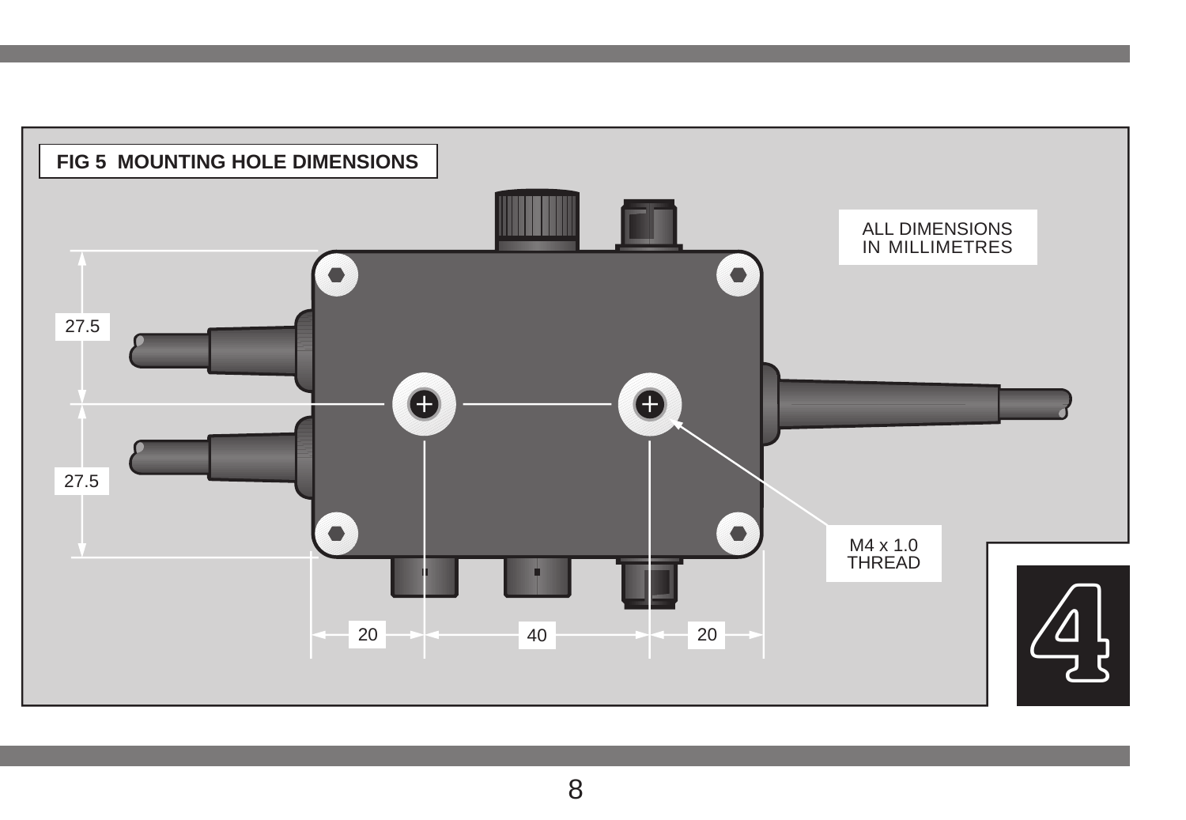**FIG 5 MOUNTING HOLE DIMENSIONS**

ALL DIMENSIONS
IN MILLIMETRES

27.5

27.5

M4 x 1.0
THREAD

20

40

20

4